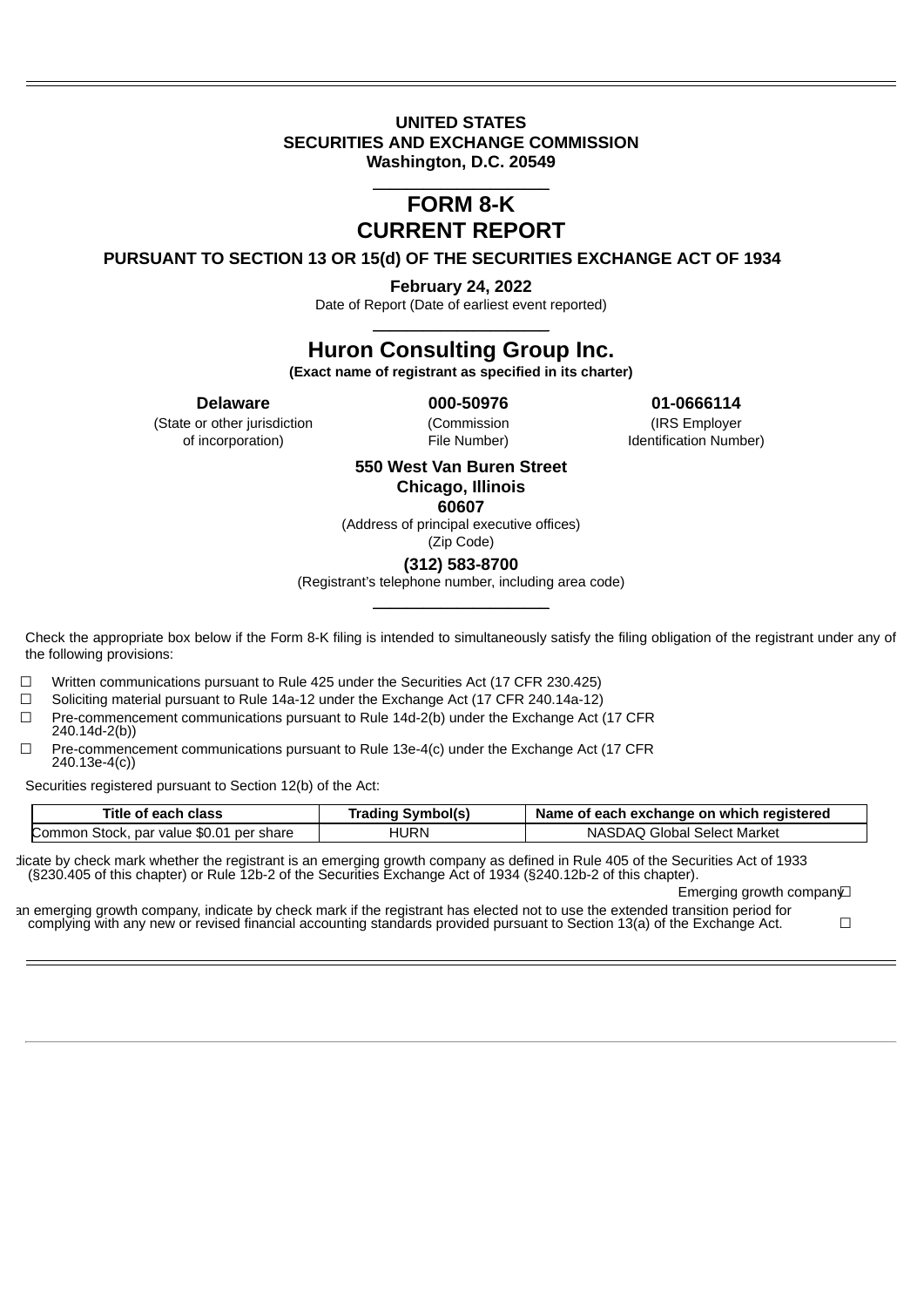**UNITED STATES**
**SECURITIES AND EXCHANGE COMMISSION**
**Washington, D.C. 20549**

# FORM 8-K
# CURRENT REPORT

**PURSUANT TO SECTION 13 OR 15(d) OF THE SECURITIES EXCHANGE ACT OF 1934**

**February 24, 2022**
Date of Report (Date of earliest event reported)

## Huron Consulting Group Inc.
**(Exact name of registrant as specified in its charter)**

| **Delaware** | **000-50976** | **01-0666114** |
|---|---|---|
| (State or other jurisdiction of incorporation) | (Commission File Number) | (IRS Employer Identification Number) |

**550 West Van Buren Street**
**Chicago, Illinois**
**60607**
(Address of principal executive offices)
(Zip Code)

**(312) 583-8700**
(Registrant's telephone number, including area code)

Check the appropriate box below if the Form 8-K filing is intended to simultaneously satisfy the filing obligation of the registrant under any of the following provisions:

☐ Written communications pursuant to Rule 425 under the Securities Act (17 CFR 230.425)
☐ Soliciting material pursuant to Rule 14a-12 under the Exchange Act (17 CFR 240.14a-12)
☐ Pre-commencement communications pursuant to Rule 14d-2(b) under the Exchange Act (17 CFR 240.14d-2(b))
☐ Pre-commencement communications pursuant to Rule 13e-4(c) under the Exchange Act (17 CFR 240.13e-4(c))

Securities registered pursuant to Section 12(b) of the Act:

| Title of each class | Trading Symbol(s) | Name of each exchange on which registered |
|---|---|---|
| Common Stock, par value $0.01 per share | HURN | NASDAQ Global Select Market |

Indicate by check mark whether the registrant is an emerging growth company as defined in Rule 405 of the Securities Act of 1933 (§230.405 of this chapter) or Rule 12b-2 of the Securities Exchange Act of 1934 (§240.12b-2 of this chapter).

Emerging growth company ☐

If an emerging growth company, indicate by check mark if the registrant has elected not to use the extended transition period for complying with any new or revised financial accounting standards provided pursuant to Section 13(a) of the Exchange Act. ☐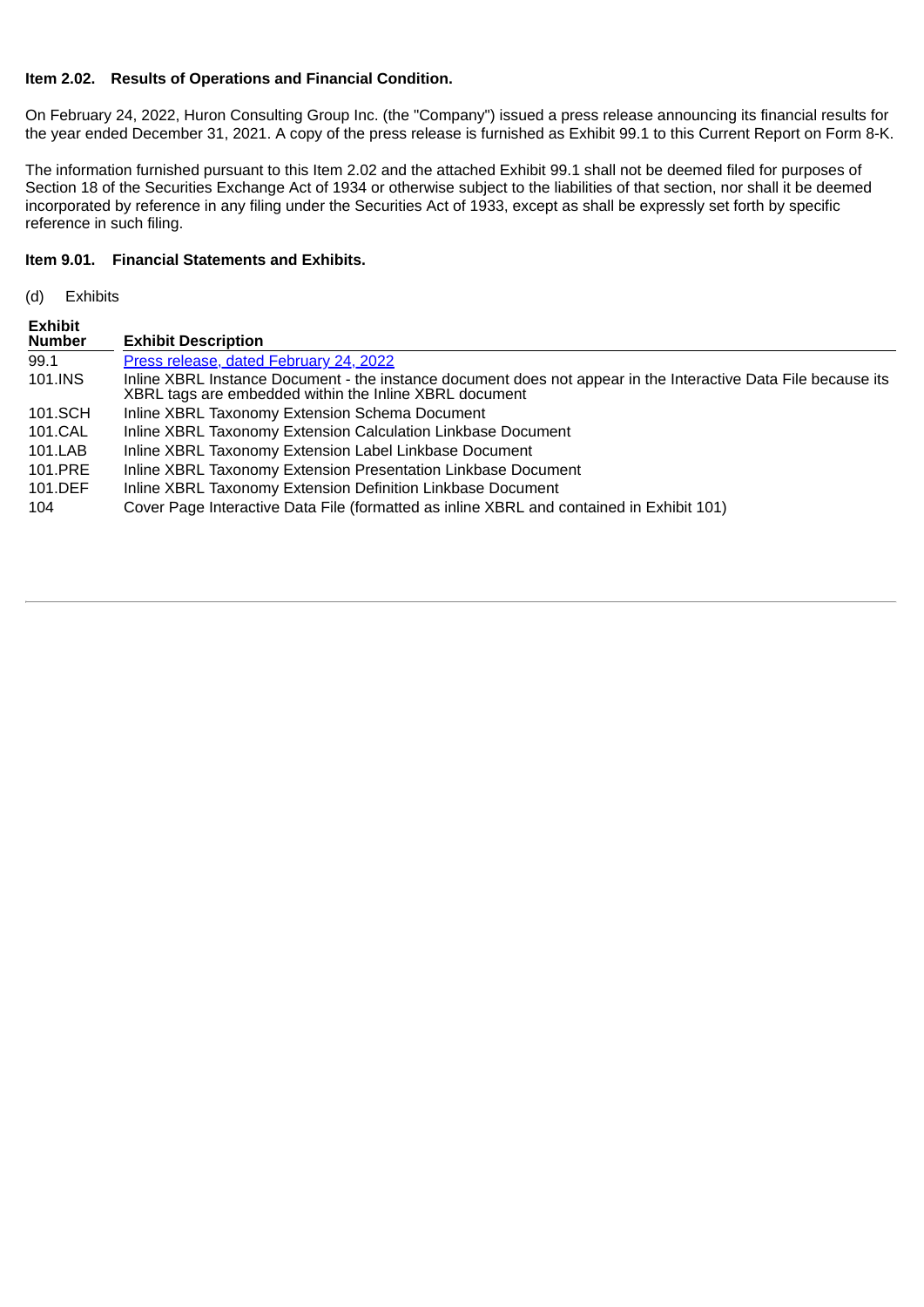**Item 2.02. Results of Operations and Financial Condition.**

On February 24, 2022, Huron Consulting Group Inc. (the "Company") issued a press release announcing its financial results for the year ended December 31, 2021. A copy of the press release is furnished as Exhibit 99.1 to this Current Report on Form 8-K.

The information furnished pursuant to this Item 2.02 and the attached Exhibit 99.1 shall not be deemed filed for purposes of Section 18 of the Securities Exchange Act of 1934 or otherwise subject to the liabilities of that section, nor shall it be deemed incorporated by reference in any filing under the Securities Act of 1933, except as shall be expressly set forth by specific reference in such filing.

**Item 9.01. Financial Statements and Exhibits.**

(d) Exhibits

| Exhibit Number | Exhibit Description |
|---|---|
| 99.1 | Press release, dated February 24, 2022 |
| 101.INS | Inline XBRL Instance Document - the instance document does not appear in the Interactive Data File because its XBRL tags are embedded within the Inline XBRL document |
| 101.SCH | Inline XBRL Taxonomy Extension Schema Document |
| 101.CAL | Inline XBRL Taxonomy Extension Calculation Linkbase Document |
| 101.LAB | Inline XBRL Taxonomy Extension Label Linkbase Document |
| 101.PRE | Inline XBRL Taxonomy Extension Presentation Linkbase Document |
| 101.DEF | Inline XBRL Taxonomy Extension Definition Linkbase Document |
| 104 | Cover Page Interactive Data File (formatted as inline XBRL and contained in Exhibit 101) |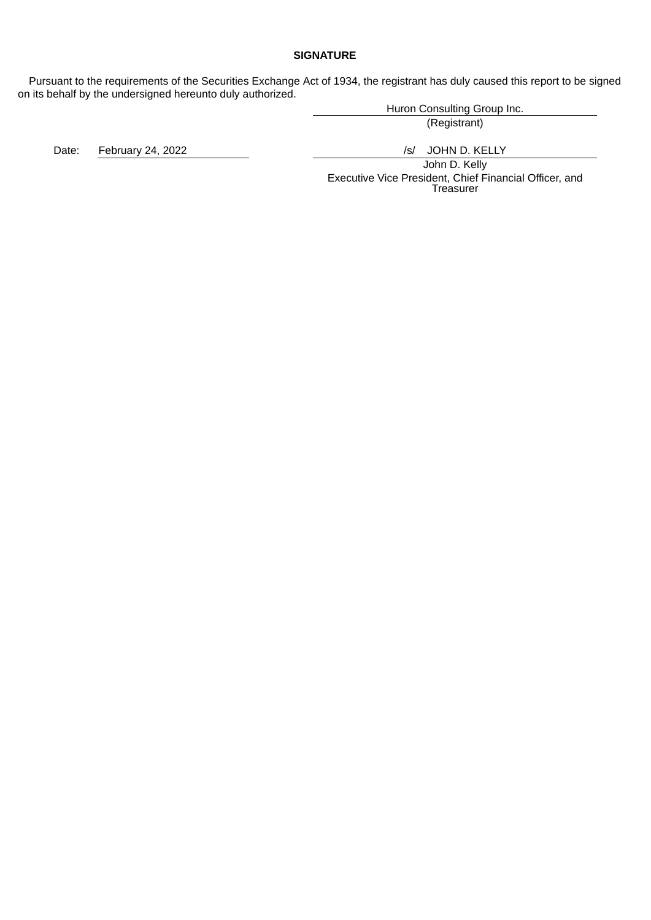**SIGNATURE**

Pursuant to the requirements of the Securities Exchange Act of 1934, the registrant has duly caused this report to be signed on its behalf by the undersigned hereunto duly authorized.

Huron Consulting Group Inc.
(Registrant)

Date: February 24, 2022

/s/ JOHN D. KELLY
John D. Kelly
Executive Vice President, Chief Financial Officer, and Treasurer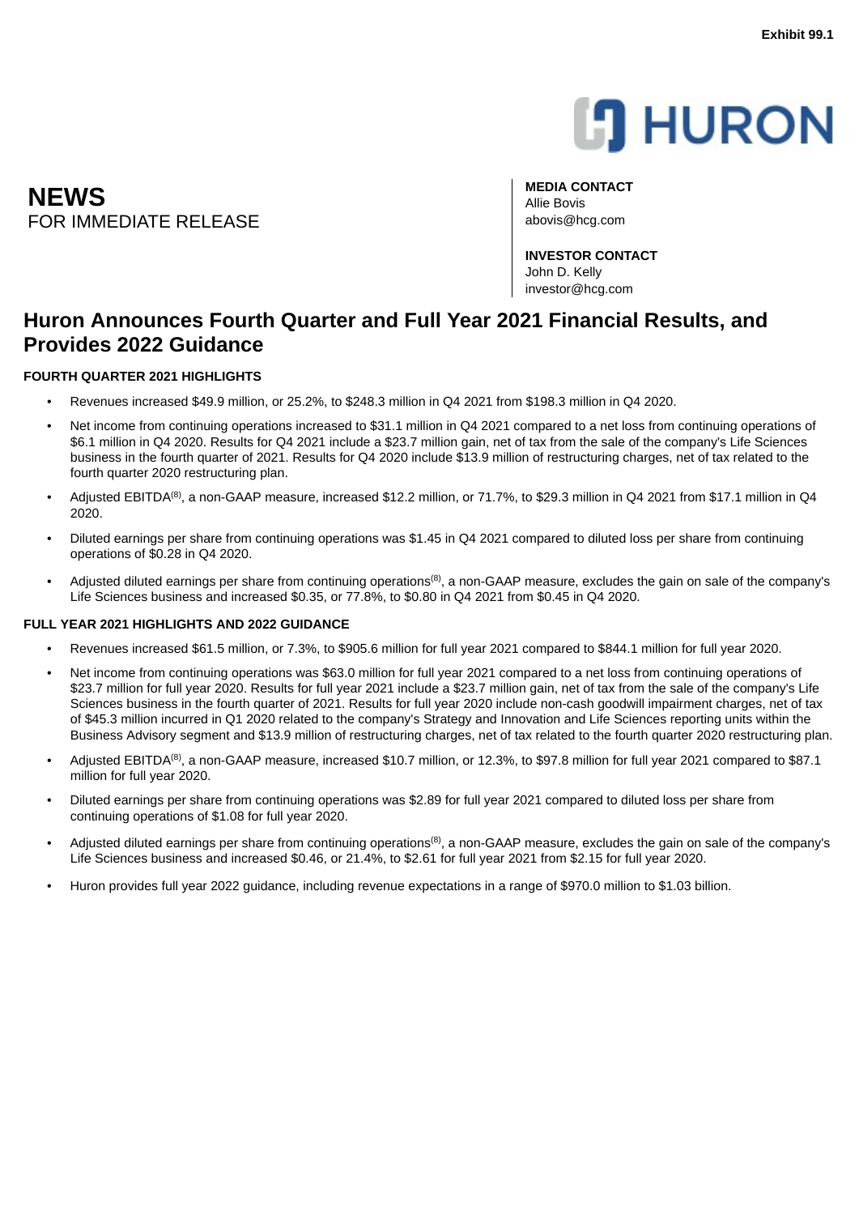Exhibit 99.1

# NEWS
FOR IMMEDIATE RELEASE

**MEDIA CONTACT**
Allie Bovis
abovis@hcg.com

**INVESTOR CONTACT**
John D. Kelly
investor@hcg.com

## Huron Announces Fourth Quarter and Full Year 2021 Financial Results, and Provides 2022 Guidance

### FOURTH QUARTER 2021 HIGHLIGHTS

- Revenues increased $49.9 million, or 25.2%, to $248.3 million in Q4 2021 from $198.3 million in Q4 2020.
- Net income from continuing operations increased to $31.1 million in Q4 2021 compared to a net loss from continuing operations of $6.1 million in Q4 2020. Results for Q4 2021 include a $23.7 million gain, net of tax from the sale of the company's Life Sciences business in the fourth quarter of 2021. Results for Q4 2020 include $13.9 million of restructuring charges, net of tax related to the fourth quarter 2020 restructuring plan.
- Adjusted EBITDA[8], a non-GAAP measure, increased $12.2 million, or 71.7%, to $29.3 million in Q4 2021 from $17.1 million in Q4 2020.
- Diluted earnings per share from continuing operations was $1.45 in Q4 2021 compared to diluted loss per share from continuing operations of $0.28 in Q4 2020.
- Adjusted diluted earnings per share from continuing operations[8], a non-GAAP measure, excludes the gain on sale of the company's Life Sciences business and increased $0.35, or 77.8%, to $0.80 in Q4 2021 from $0.45 in Q4 2020.

### FULL YEAR 2021 HIGHLIGHTS AND 2022 GUIDANCE

- Revenues increased $61.5 million, or 7.3%, to $905.6 million for full year 2021 compared to $844.1 million for full year 2020.
- Net income from continuing operations was $63.0 million for full year 2021 compared to a net loss from continuing operations of $23.7 million for full year 2020. Results for full year 2021 include a $23.7 million gain, net of tax from the sale of the company's Life Sciences business in the fourth quarter of 2021. Results for full year 2020 include non-cash goodwill impairment charges, net of tax of $45.3 million incurred in Q1 2020 related to the company's Strategy and Innovation and Life Sciences reporting units within the Business Advisory segment and $13.9 million of restructuring charges, net of tax related to the fourth quarter 2020 restructuring plan.
- Adjusted EBITDA[8], a non-GAAP measure, increased $10.7 million, or 12.3%, to $97.8 million for full year 2021 compared to $87.1 million for full year 2020.
- Diluted earnings per share from continuing operations was $2.89 for full year 2021 compared to diluted loss per share from continuing operations of $1.08 for full year 2020.
- Adjusted diluted earnings per share from continuing operations[8], a non-GAAP measure, excludes the gain on sale of the company's Life Sciences business and increased $0.46, or 21.4%, to $2.61 for full year 2021 from $2.15 for full year 2020.
- Huron provides full year 2022 guidance, including revenue expectations in a range of $970.0 million to $1.03 billion.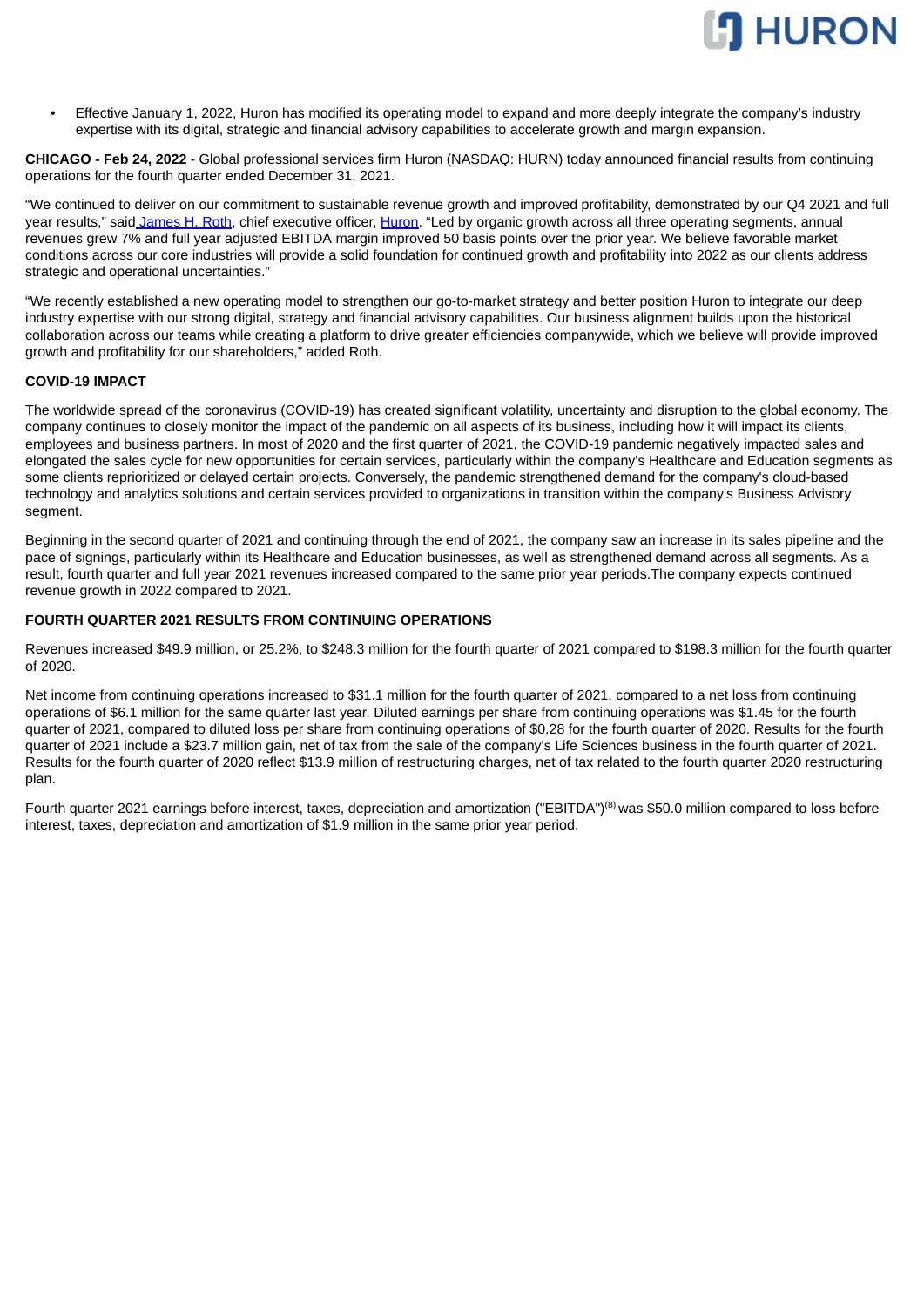- Effective January 1, 2022, Huron has modified its operating model to expand and more deeply integrate the company's industry expertise with its digital, strategic and financial advisory capabilities to accelerate growth and margin expansion.

**CHICAGO - Feb 24, 2022** - Global professional services firm Huron (NASDAQ: HURN) today announced financial results from continuing operations for the fourth quarter ended December 31, 2021.

"We continued to deliver on our commitment to sustainable revenue growth and improved profitability, demonstrated by our Q4 2021 and full year results," said James H. Roth, chief executive officer, Huron. "Led by organic growth across all three operating segments, annual revenues grew 7% and full year adjusted EBITDA margin improved 50 basis points over the prior year. We believe favorable market conditions across our core industries will provide a solid foundation for continued growth and profitability into 2022 as our clients address strategic and operational uncertainties."

"We recently established a new operating model to strengthen our go-to-market strategy and better position Huron to integrate our deep industry expertise with our strong digital, strategy and financial advisory capabilities. Our business alignment builds upon the historical collaboration across our teams while creating a platform to drive greater efficiencies companywide, which we believe will provide improved growth and profitability for our shareholders," added Roth.

**COVID-19 IMPACT**

The worldwide spread of the coronavirus (COVID-19) has created significant volatility, uncertainty and disruption to the global economy. The company continues to closely monitor the impact of the pandemic on all aspects of its business, including how it will impact its clients, employees and business partners. In most of 2020 and the first quarter of 2021, the COVID-19 pandemic negatively impacted sales and elongated the sales cycle for new opportunities for certain services, particularly within the company's Healthcare and Education segments as some clients reprioritized or delayed certain projects. Conversely, the pandemic strengthened demand for the company's cloud-based technology and analytics solutions and certain services provided to organizations in transition within the company's Business Advisory segment.

Beginning in the second quarter of 2021 and continuing through the end of 2021, the company saw an increase in its sales pipeline and the pace of signings, particularly within its Healthcare and Education businesses, as well as strengthened demand across all segments. As a result, fourth quarter and full year 2021 revenues increased compared to the same prior year periods.The company expects continued revenue growth in 2022 compared to 2021.

**FOURTH QUARTER 2021 RESULTS FROM CONTINUING OPERATIONS**

Revenues increased $49.9 million, or 25.2%, to $248.3 million for the fourth quarter of 2021 compared to $198.3 million for the fourth quarter of 2020.

Net income from continuing operations increased to $31.1 million for the fourth quarter of 2021, compared to a net loss from continuing operations of $6.1 million for the same quarter last year. Diluted earnings per share from continuing operations was $1.45 for the fourth quarter of 2021, compared to diluted loss per share from continuing operations of $0.28 for the fourth quarter of 2020. Results for the fourth quarter of 2021 include a $23.7 million gain, net of tax from the sale of the company's Life Sciences business in the fourth quarter of 2021. Results for the fourth quarter of 2020 reflect $13.9 million of restructuring charges, net of tax related to the fourth quarter 2020 restructuring plan.

Fourth quarter 2021 earnings before interest, taxes, depreciation and amortization ("EBITDA")[8] was $50.0 million compared to loss before interest, taxes, depreciation and amortization of $1.9 million in the same prior year period.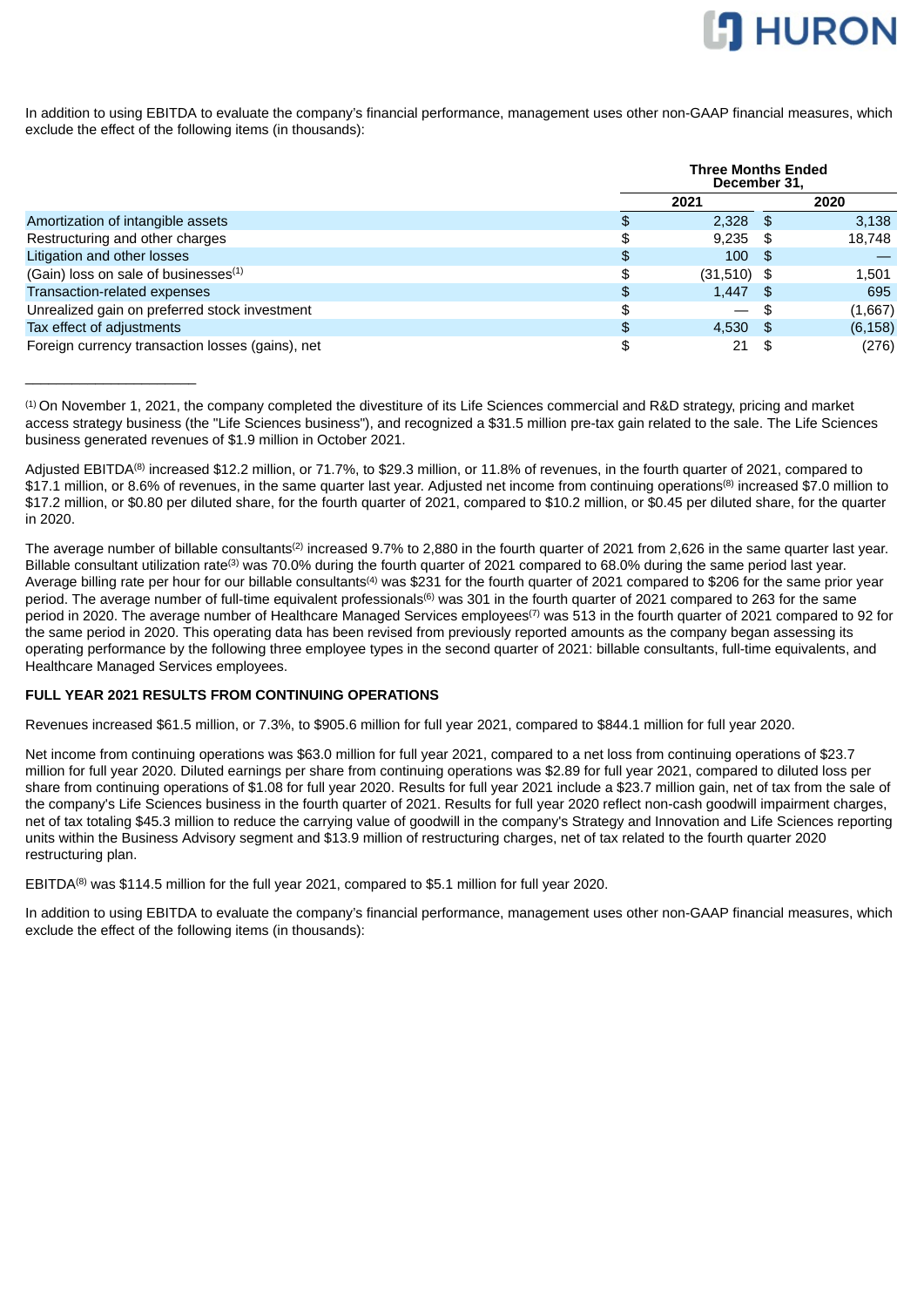In addition to using EBITDA to evaluate the company's financial performance, management uses other non-GAAP financial measures, which exclude the effect of the following items (in thousands):

| | Three Months Ended December 31, | |
|---|---|---|
| | 2021 | 2020 |
| Amortization of intangible assets | $ 2,328 | $ 3,138 |
| Restructuring and other charges | $ 9,235 | $ 18,748 |
| Litigation and other losses | $ 100 | $ — |
| (Gain) loss on sale of businesses[1] | $ (31,510) | $ 1,501 |
| Transaction-related expenses | $ 1,447 | $ 695 |
| Unrealized gain on preferred stock investment | $ — | $ (1,667) |
| Tax effect of adjustments | $ 4,530 | $ (6,158) |
| Foreign currency transaction losses (gains), net | $ 21 | $ (276) |

______________________

[1] On November 1, 2021, the company completed the divestiture of its Life Sciences commercial and R&D strategy, pricing and market access strategy business (the "Life Sciences business"), and recognized a $31.5 million pre-tax gain related to the sale. The Life Sciences business generated revenues of $1.9 million in October 2021.

Adjusted EBITDA[8] increased $12.2 million, or 71.7%, to $29.3 million, or 11.8% of revenues, in the fourth quarter of 2021, compared to $17.1 million, or 8.6% of revenues, in the same quarter last year. Adjusted net income from continuing operations[8] increased $7.0 million to $17.2 million, or $0.80 per diluted share, for the fourth quarter of 2021, compared to $10.2 million, or $0.45 per diluted share, for the quarter in 2020.

The average number of billable consultants[2] increased 9.7% to 2,880 in the fourth quarter of 2021 from 2,626 in the same quarter last year. Billable consultant utilization rate[3] was 70.0% during the fourth quarter of 2021 compared to 68.0% during the same period last year. Average billing rate per hour for our billable consultants[4] was $231 for the fourth quarter of 2021 compared to $206 for the same prior year period. The average number of full-time equivalent professionals[6] was 301 in the fourth quarter of 2021 compared to 263 for the same period in 2020. The average number of Healthcare Managed Services employees[7] was 513 in the fourth quarter of 2021 compared to 92 for the same period in 2020. This operating data has been revised from previously reported amounts as the company began assessing its operating performance by the following three employee types in the second quarter of 2021: billable consultants, full-time equivalents, and Healthcare Managed Services employees.

**FULL YEAR 2021 RESULTS FROM CONTINUING OPERATIONS**

Revenues increased $61.5 million, or 7.3%, to $905.6 million for full year 2021, compared to $844.1 million for full year 2020.

Net income from continuing operations was $63.0 million for full year 2021, compared to a net loss from continuing operations of $23.7 million for full year 2020. Diluted earnings per share from continuing operations was $2.89 for full year 2021, compared to diluted loss per share from continuing operations of $1.08 for full year 2020. Results for full year 2021 include a $23.7 million gain, net of tax from the sale of the company's Life Sciences business in the fourth quarter of 2021. Results for full year 2020 reflect non-cash goodwill impairment charges, net of tax totaling $45.3 million to reduce the carrying value of goodwill in the company's Strategy and Innovation and Life Sciences reporting units within the Business Advisory segment and $13.9 million of restructuring charges, net of tax related to the fourth quarter 2020 restructuring plan.

EBITDA[8] was $114.5 million for the full year 2021, compared to $5.1 million for full year 2020.

In addition to using EBITDA to evaluate the company's financial performance, management uses other non-GAAP financial measures, which exclude the effect of the following items (in thousands):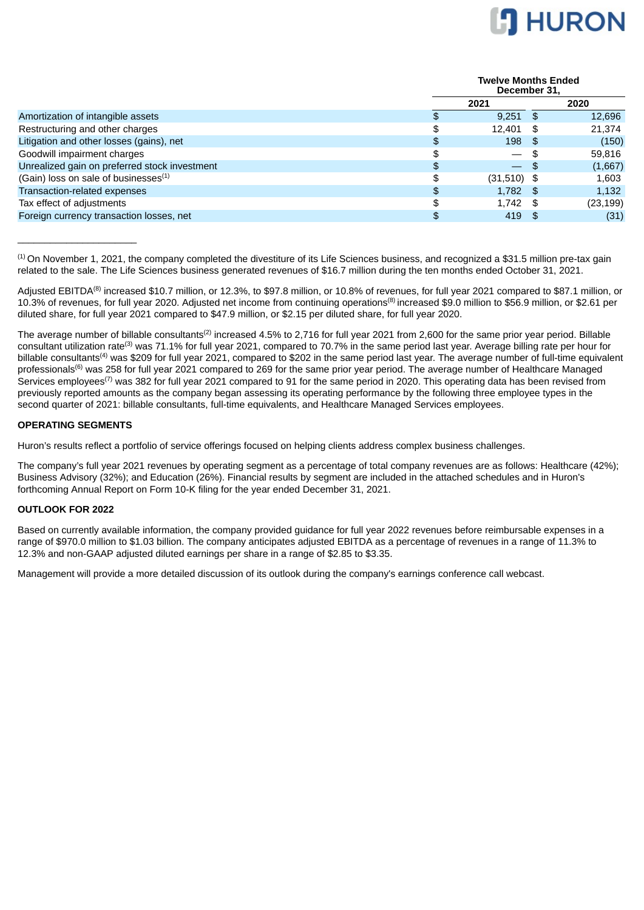| | Twelve Months Ended December 31, | |
|---|---|---|
| | 2021 | 2020 |
| Amortization of intangible assets | $ 9,251 | $ 12,696 |
| Restructuring and other charges | $ 12,401 | $ 21,374 |
| Litigation and other losses (gains), net | $ 198 | $ (150) |
| Goodwill impairment charges | $ — | $ 59,816 |
| Unrealized gain on preferred stock investment | $ — | $ (1,667) |
| (Gain) loss on sale of businesses[1] | $ (31,510) | $ 1,603 |
| Transaction-related expenses | $ 1,782 | $ 1,132 |
| Tax effect of adjustments | $ 1,742 | $ (23,199) |
| Foreign currency transaction losses, net | $ 419 | $ (31) |

______________________

[1] On November 1, 2021, the company completed the divestiture of its Life Sciences business, and recognized a $31.5 million pre-tax gain related to the sale. The Life Sciences business generated revenues of $16.7 million during the ten months ended October 31, 2021.

Adjusted EBITDA[8] increased $10.7 million, or 12.3%, to $97.8 million, or 10.8% of revenues, for full year 2021 compared to $87.1 million, or 10.3% of revenues, for full year 2020. Adjusted net income from continuing operations[8] increased $9.0 million to $56.9 million, or $2.61 per diluted share, for full year 2021 compared to $47.9 million, or $2.15 per diluted share, for full year 2020.

The average number of billable consultants[2] increased 4.5% to 2,716 for full year 2021 from 2,600 for the same prior year period. Billable consultant utilization rate[3] was 71.1% for full year 2021, compared to 70.7% in the same period last year. Average billing rate per hour for billable consultants[4] was $209 for full year 2021, compared to $202 in the same period last year. The average number of full-time equivalent professionals[6] was 258 for full year 2021 compared to 269 for the same prior year period. The average number of Healthcare Managed Services employees[7] was 382 for full year 2021 compared to 91 for the same period in 2020. This operating data has been revised from previously reported amounts as the company began assessing its operating performance by the following three employee types in the second quarter of 2021: billable consultants, full-time equivalents, and Healthcare Managed Services employees.

## OPERATING SEGMENTS

Huron's results reflect a portfolio of service offerings focused on helping clients address complex business challenges.

The company's full year 2021 revenues by operating segment as a percentage of total company revenues are as follows: Healthcare (42%); Business Advisory (32%); and Education (26%). Financial results by segment are included in the attached schedules and in Huron's forthcoming Annual Report on Form 10-K filing for the year ended December 31, 2021.

## OUTLOOK FOR 2022

Based on currently available information, the company provided guidance for full year 2022 revenues before reimbursable expenses in a range of $970.0 million to $1.03 billion. The company anticipates adjusted EBITDA as a percentage of revenues in a range of 11.3% to 12.3% and non-GAAP adjusted diluted earnings per share in a range of $2.85 to $3.35.

Management will provide a more detailed discussion of its outlook during the company's earnings conference call webcast.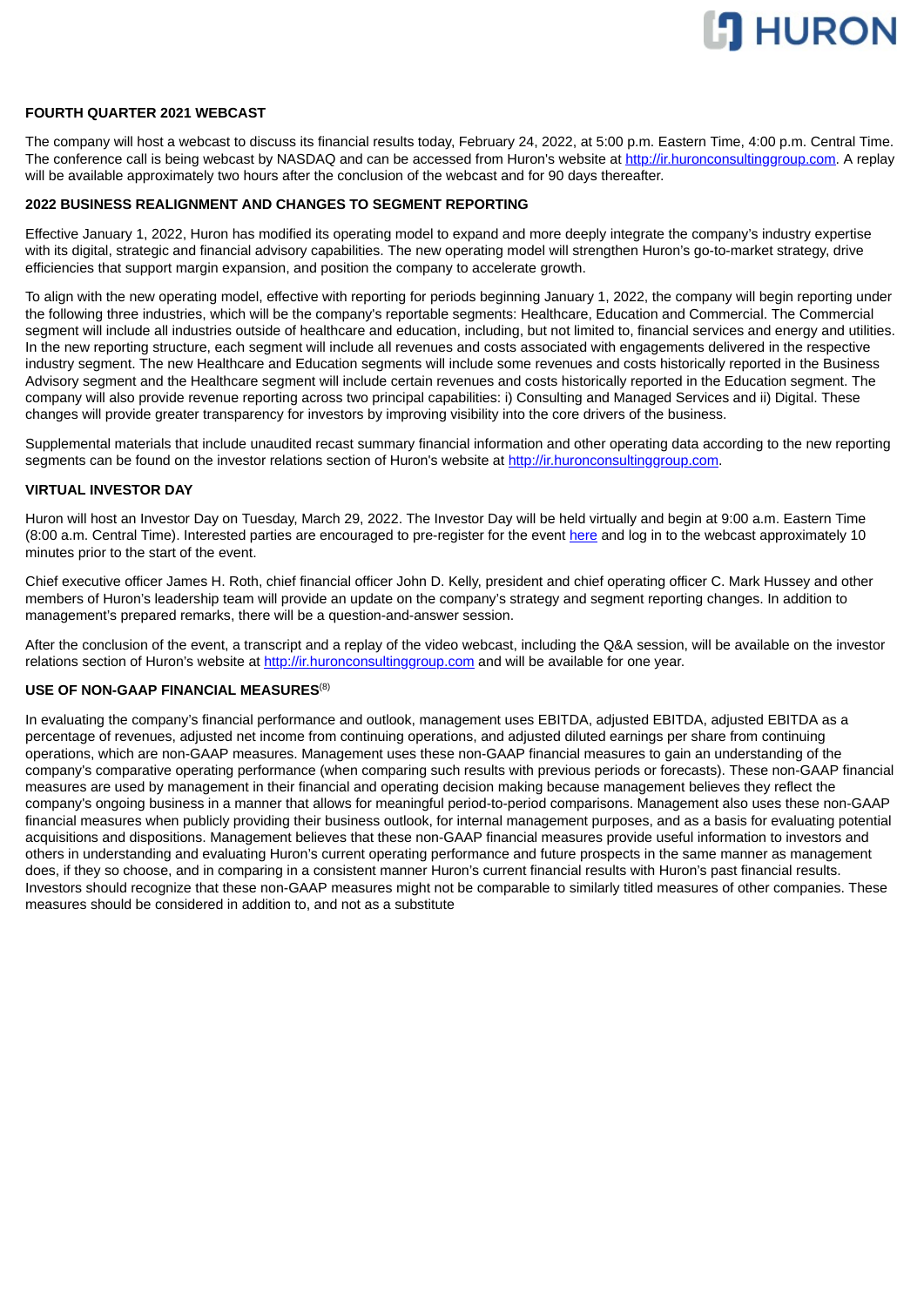## FOURTH QUARTER 2021 WEBCAST

The company will host a webcast to discuss its financial results today, February 24, 2022, at 5:00 p.m. Eastern Time, 4:00 p.m. Central Time. The conference call is being webcast by NASDAQ and can be accessed from Huron's website at http://ir.huronconsultinggroup.com. A replay will be available approximately two hours after the conclusion of the webcast and for 90 days thereafter.

## 2022 BUSINESS REALIGNMENT AND CHANGES TO SEGMENT REPORTING

Effective January 1, 2022, Huron has modified its operating model to expand and more deeply integrate the company's industry expertise with its digital, strategic and financial advisory capabilities. The new operating model will strengthen Huron's go-to-market strategy, drive efficiencies that support margin expansion, and position the company to accelerate growth.

To align with the new operating model, effective with reporting for periods beginning January 1, 2022, the company will begin reporting under the following three industries, which will be the company's reportable segments: Healthcare, Education and Commercial. The Commercial segment will include all industries outside of healthcare and education, including, but not limited to, financial services and energy and utilities. In the new reporting structure, each segment will include all revenues and costs associated with engagements delivered in the respective industry segment. The new Healthcare and Education segments will include some revenues and costs historically reported in the Business Advisory segment and the Healthcare segment will include certain revenues and costs historically reported in the Education segment. The company will also provide revenue reporting across two principal capabilities: i) Consulting and Managed Services and ii) Digital. These changes will provide greater transparency for investors by improving visibility into the core drivers of the business.

Supplemental materials that include unaudited recast summary financial information and other operating data according to the new reporting segments can be found on the investor relations section of Huron's website at http://ir.huronconsultinggroup.com.

## VIRTUAL INVESTOR DAY

Huron will host an Investor Day on Tuesday, March 29, 2022. The Investor Day will be held virtually and begin at 9:00 a.m. Eastern Time (8:00 a.m. Central Time). Interested parties are encouraged to pre-register for the event here and log in to the webcast approximately 10 minutes prior to the start of the event.

Chief executive officer James H. Roth, chief financial officer John D. Kelly, president and chief operating officer C. Mark Hussey and other members of Huron's leadership team will provide an update on the company's strategy and segment reporting changes. In addition to management's prepared remarks, there will be a question-and-answer session.

After the conclusion of the event, a transcript and a replay of the video webcast, including the Q&A session, will be available on the investor relations section of Huron's website at http://ir.huronconsultinggroup.com and will be available for one year.

## USE OF NON-GAAP FINANCIAL MEASURES[8]

In evaluating the company's financial performance and outlook, management uses EBITDA, adjusted EBITDA, adjusted EBITDA as a percentage of revenues, adjusted net income from continuing operations, and adjusted diluted earnings per share from continuing operations, which are non-GAAP measures. Management uses these non-GAAP financial measures to gain an understanding of the company's comparative operating performance (when comparing such results with previous periods or forecasts). These non-GAAP financial measures are used by management in their financial and operating decision making because management believes they reflect the company's ongoing business in a manner that allows for meaningful period-to-period comparisons. Management also uses these non-GAAP financial measures when publicly providing their business outlook, for internal management purposes, and as a basis for evaluating potential acquisitions and dispositions. Management believes that these non-GAAP financial measures provide useful information to investors and others in understanding and evaluating Huron's current operating performance and future prospects in the same manner as management does, if they so choose, and in comparing in a consistent manner Huron's current financial results with Huron's past financial results. Investors should recognize that these non-GAAP measures might not be comparable to similarly titled measures of other companies. These measures should be considered in addition to, and not as a substitute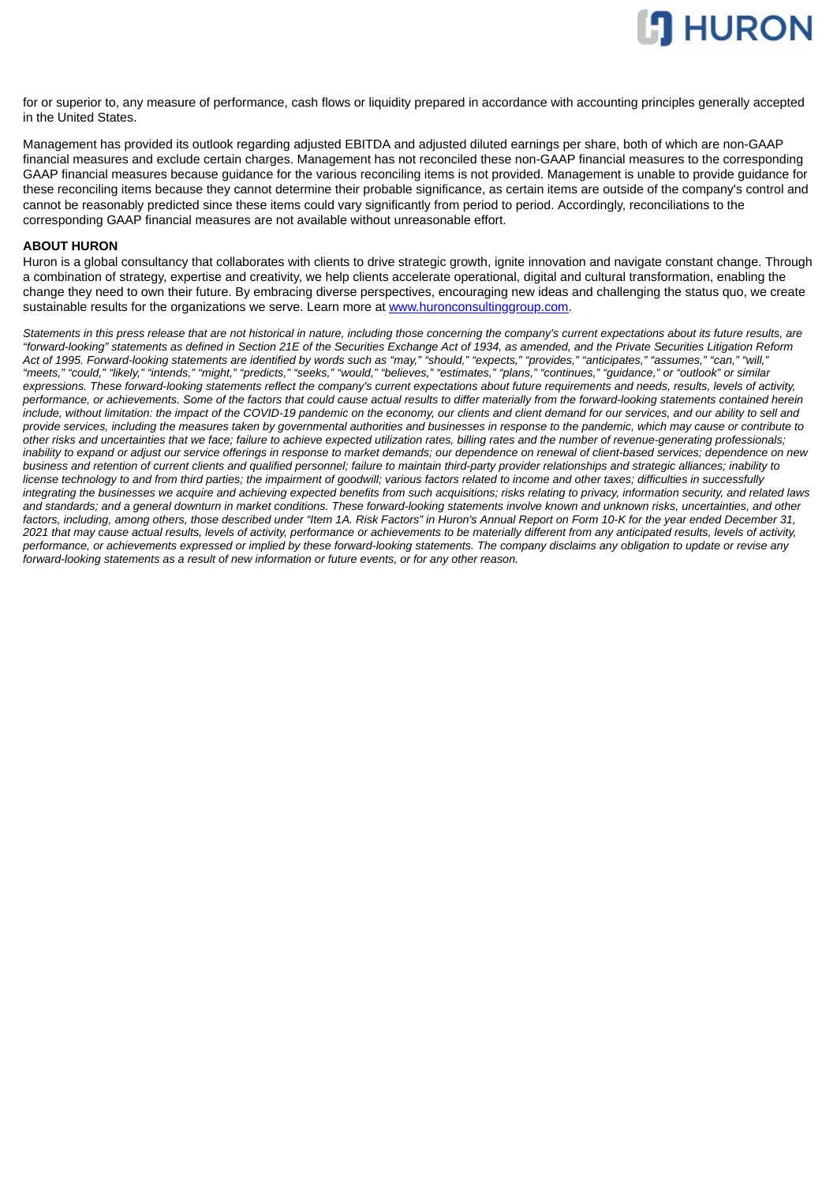for or superior to, any measure of performance, cash flows or liquidity prepared in accordance with accounting principles generally accepted in the United States.

Management has provided its outlook regarding adjusted EBITDA and adjusted diluted earnings per share, both of which are non-GAAP financial measures and exclude certain charges. Management has not reconciled these non-GAAP financial measures to the corresponding GAAP financial measures because guidance for the various reconciling items is not provided. Management is unable to provide guidance for these reconciling items because they cannot determine their probable significance, as certain items are outside of the company's control and cannot be reasonably predicted since these items could vary significantly from period to period. Accordingly, reconciliations to the corresponding GAAP financial measures are not available without unreasonable effort.

**ABOUT HURON**

Huron is a global consultancy that collaborates with clients to drive strategic growth, ignite innovation and navigate constant change. Through a combination of strategy, expertise and creativity, we help clients accelerate operational, digital and cultural transformation, enabling the change they need to own their future. By embracing diverse perspectives, encouraging new ideas and challenging the status quo, we create sustainable results for the organizations we serve. Learn more at [www.huronconsultinggroup.com](http://www.huronconsultinggroup.com).

*Statements in this press release that are not historical in nature, including those concerning the company's current expectations about its future results, are "forward-looking" statements as defined in Section 21E of the Securities Exchange Act of 1934, as amended, and the Private Securities Litigation Reform Act of 1995. Forward-looking statements are identified by words such as "may," "should," "expects," "provides," "anticipates," "assumes," "can," "will," "meets," "could," "likely," "intends," "might," "predicts," "seeks," "would," "believes," "estimates," "plans," "continues," "guidance," or "outlook" or similar expressions. These forward-looking statements reflect the company's current expectations about future requirements and needs, results, levels of activity, performance, or achievements. Some of the factors that could cause actual results to differ materially from the forward-looking statements contained herein include, without limitation: the impact of the COVID-19 pandemic on the economy, our clients and client demand for our services, and our ability to sell and provide services, including the measures taken by governmental authorities and businesses in response to the pandemic, which may cause or contribute to other risks and uncertainties that we face; failure to achieve expected utilization rates, billing rates and the number of revenue-generating professionals; inability to expand or adjust our service offerings in response to market demands; our dependence on renewal of client-based services; dependence on new business and retention of current clients and qualified personnel; failure to maintain third-party provider relationships and strategic alliances; inability to license technology to and from third parties; the impairment of goodwill; various factors related to income and other taxes; difficulties in successfully integrating the businesses we acquire and achieving expected benefits from such acquisitions; risks relating to privacy, information security, and related laws and standards; and a general downturn in market conditions. These forward-looking statements involve known and unknown risks, uncertainties, and other factors, including, among others, those described under "Item 1A. Risk Factors" in Huron's Annual Report on Form 10-K for the year ended December 31, 2021 that may cause actual results, levels of activity, performance or achievements to be materially different from any anticipated results, levels of activity, performance, or achievements expressed or implied by these forward-looking statements. The company disclaims any obligation to update or revise any forward-looking statements as a result of new information or future events, or for any other reason.*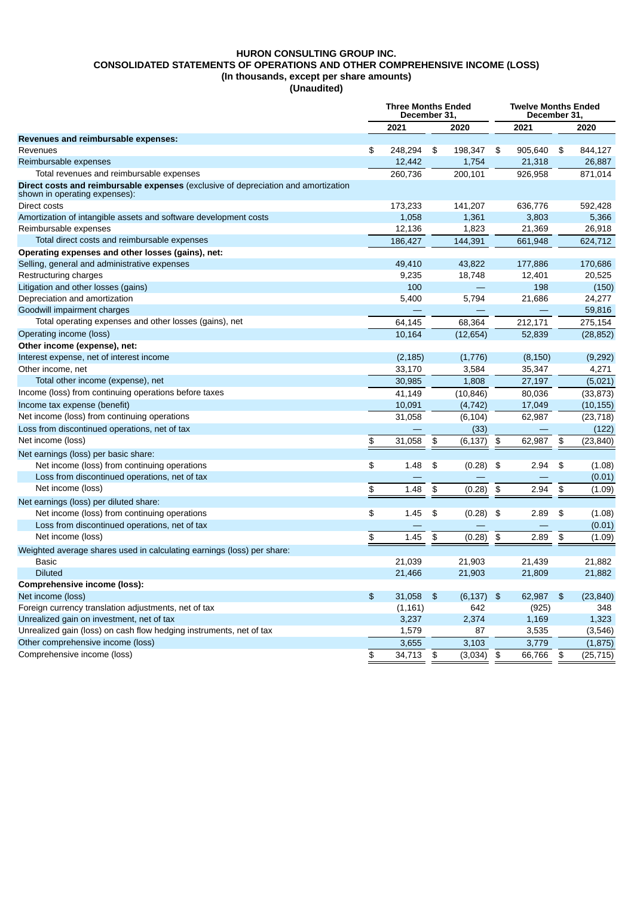# HURON CONSULTING GROUP INC.
## CONSOLIDATED STATEMENTS OF OPERATIONS AND OTHER COMPREHENSIVE INCOME (LOSS)
### (In thousands, except per share amounts)
### (Unaudited)

| | Three Months Ended December 31, | | Twelve Months Ended December 31, | |
|---|---|---|---|---|
| | 2021 | 2020 | 2021 | 2020 |
| **Revenues and reimbursable expenses:** | | | | |
| Revenues | $ 248,294 | $ 198,347 | $ 905,640 | $ 844,127 |
| Reimbursable expenses | 12,442 | 1,754 | 21,318 | 26,887 |
| Total revenues and reimbursable expenses | 260,736 | 200,101 | 926,958 | 871,014 |
| **Direct costs and reimbursable expenses** (exclusive of depreciation and amortization shown in operating expenses): | | | | |
| Direct costs | 173,233 | 141,207 | 636,776 | 592,428 |
| Amortization of intangible assets and software development costs | 1,058 | 1,361 | 3,803 | 5,366 |
| Reimbursable expenses | 12,136 | 1,823 | 21,369 | 26,918 |
| Total direct costs and reimbursable expenses | 186,427 | 144,391 | 661,948 | 624,712 |
| **Operating expenses and other losses (gains), net:** | | | | |
| Selling, general and administrative expenses | 49,410 | 43,822 | 177,886 | 170,686 |
| Restructuring charges | 9,235 | 18,748 | 12,401 | 20,525 |
| Litigation and other losses (gains) | 100 | — | 198 | (150) |
| Depreciation and amortization | 5,400 | 5,794 | 21,686 | 24,277 |
| Goodwill impairment charges | — | — | — | 59,816 |
| Total operating expenses and other losses (gains), net | 64,145 | 68,364 | 212,171 | 275,154 |
| Operating income (loss) | 10,164 | (12,654) | 52,839 | (28,852) |
| **Other income (expense), net:** | | | | |
| Interest expense, net of interest income | (2,185) | (1,776) | (8,150) | (9,292) |
| Other income, net | 33,170 | 3,584 | 35,347 | 4,271 |
| Total other income (expense), net | 30,985 | 1,808 | 27,197 | (5,021) |
| Income (loss) from continuing operations before taxes | 41,149 | (10,846) | 80,036 | (33,873) |
| Income tax expense (benefit) | 10,091 | (4,742) | 17,049 | (10,155) |
| Net income (loss) from continuing operations | 31,058 | (6,104) | 62,987 | (23,718) |
| Loss from discontinued operations, net of tax | — | (33) | — | (122) |
| Net income (loss) | $ 31,058 | $ (6,137) | $ 62,987 | $ (23,840) |
| Net earnings (loss) per basic share: | | | | |
| Net income (loss) from continuing operations | $ 1.48 | $ (0.28) | $ 2.94 | $ (1.08) |
| Loss from discontinued operations, net of tax | — | — | — | (0.01) |
| Net income (loss) | $ 1.48 | $ (0.28) | $ 2.94 | $ (1.09) |
| Net earnings (loss) per diluted share: | | | | |
| Net income (loss) from continuing operations | $ 1.45 | $ (0.28) | $ 2.89 | $ (1.08) |
| Loss from discontinued operations, net of tax | — | — | — | (0.01) |
| Net income (loss) | $ 1.45 | $ (0.28) | $ 2.89 | $ (1.09) |
| Weighted average shares used in calculating earnings (loss) per share: | | | | |
| Basic | 21,039 | 21,903 | 21,439 | 21,882 |
| Diluted | 21,466 | 21,903 | 21,809 | 21,882 |
| **Comprehensive income (loss):** | | | | |
| Net income (loss) | $ 31,058 | $ (6,137) | $ 62,987 | $ (23,840) |
| Foreign currency translation adjustments, net of tax | (1,161) | 642 | (925) | 348 |
| Unrealized gain on investment, net of tax | 3,237 | 2,374 | 1,169 | 1,323 |
| Unrealized gain (loss) on cash flow hedging instruments, net of tax | 1,579 | 87 | 3,535 | (3,546) |
| Other comprehensive income (loss) | 3,655 | 3,103 | 3,779 | (1,875) |
| Comprehensive income (loss) | $ 34,713 | $ (3,034) | $ 66,766 | $ (25,715) |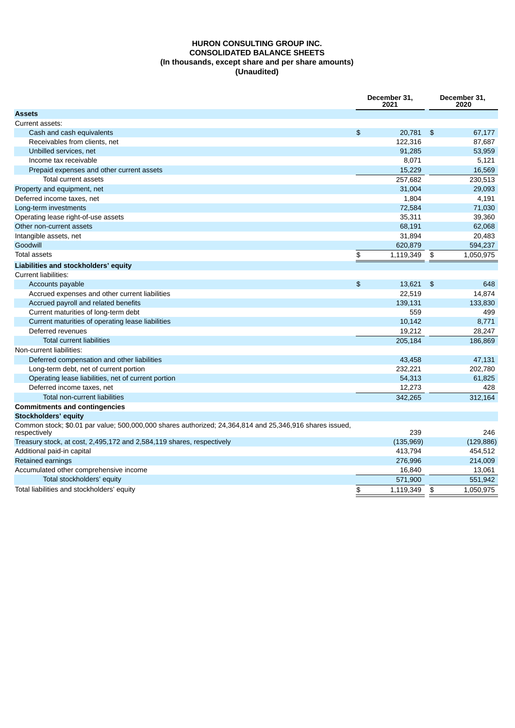**HURON CONSULTING GROUP INC.**
**CONSOLIDATED BALANCE SHEETS**
**(In thousands, except share and per share amounts)**
**(Unaudited)**

| | December 31, 2021 | December 31, 2020 |
|---|---|---|
| **Assets** | | |
| Current assets: | | |
| Cash and cash equivalents | $ 20,781 | $ 67,177 |
| Receivables from clients, net | 122,316 | 87,687 |
| Unbilled services, net | 91,285 | 53,959 |
| Income tax receivable | 8,071 | 5,121 |
| Prepaid expenses and other current assets | 15,229 | 16,569 |
| Total current assets | 257,682 | 230,513 |
| Property and equipment, net | 31,004 | 29,093 |
| Deferred income taxes, net | 1,804 | 4,191 |
| Long-term investments | 72,584 | 71,030 |
| Operating lease right-of-use assets | 35,311 | 39,360 |
| Other non-current assets | 68,191 | 62,068 |
| Intangible assets, net | 31,894 | 20,483 |
| Goodwill | 620,879 | 594,237 |
| Total assets | $ 1,119,349 | $ 1,050,975 |
| **Liabilities and stockholders' equity** | | |
| Current liabilities: | | |
| Accounts payable | $ 13,621 | $ 648 |
| Accrued expenses and other current liabilities | 22,519 | 14,874 |
| Accrued payroll and related benefits | 139,131 | 133,830 |
| Current maturities of long-term debt | 559 | 499 |
| Current maturities of operating lease liabilities | 10,142 | 8,771 |
| Deferred revenues | 19,212 | 28,247 |
| Total current liabilities | 205,184 | 186,869 |
| Non-current liabilities: | | |
| Deferred compensation and other liabilities | 43,458 | 47,131 |
| Long-term debt, net of current portion | 232,221 | 202,780 |
| Operating lease liabilities, net of current portion | 54,313 | 61,825 |
| Deferred income taxes, net | 12,273 | 428 |
| Total non-current liabilities | 342,265 | 312,164 |
| **Commitments and contingencies** | | |
| **Stockholders' equity** | | |
| Common stock; $0.01 par value; 500,000,000 shares authorized; 24,364,814 and 25,346,916 shares issued, respectively | 239 | 246 |
| Treasury stock, at cost, 2,495,172 and 2,584,119 shares, respectively | (135,969) | (129,886) |
| Additional paid-in capital | 413,794 | 454,512 |
| Retained earnings | 276,996 | 214,009 |
| Accumulated other comprehensive income | 16,840 | 13,061 |
| Total stockholders' equity | 571,900 | 551,942 |
| Total liabilities and stockholders' equity | $ 1,119,349 | $ 1,050,975 |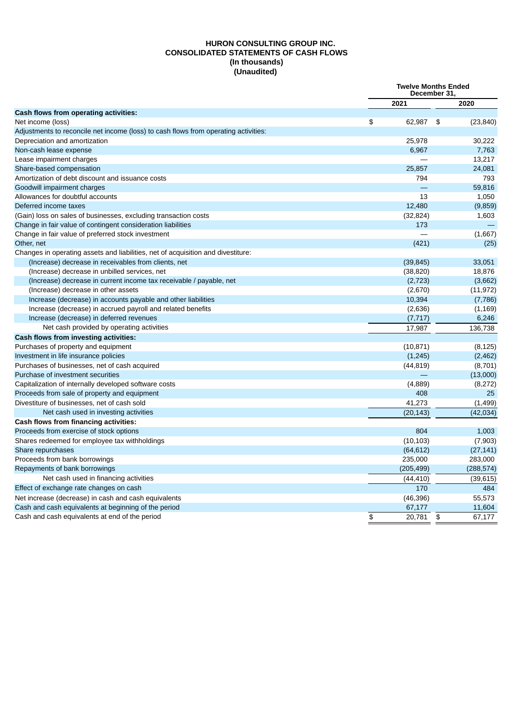**HURON CONSULTING GROUP INC.**
**CONSOLIDATED STATEMENTS OF CASH FLOWS**
**(In thousands)**
**(Unaudited)**

| | Twelve Months Ended December 31, | |
|---|---|---|
| | 2021 | 2020 |
| **Cash flows from operating activities:** | | |
| Net income (loss) | $ 62,987 | $ (23,840) |
| Adjustments to reconcile net income (loss) to cash flows from operating activities: | | |
| Depreciation and amortization | 25,978 | 30,222 |
| Non-cash lease expense | 6,967 | 7,763 |
| Lease impairment charges | — | 13,217 |
| Share-based compensation | 25,857 | 24,081 |
| Amortization of debt discount and issuance costs | 794 | 793 |
| Goodwill impairment charges | — | 59,816 |
| Allowances for doubtful accounts | 13 | 1,050 |
| Deferred income taxes | 12,480 | (9,859) |
| (Gain) loss on sales of businesses, excluding transaction costs | (32,824) | 1,603 |
| Change in fair value of contingent consideration liabilities | 173 | — |
| Change in fair value of preferred stock investment | — | (1,667) |
| Other, net | (421) | (25) |
| Changes in operating assets and liabilities, net of acquisition and divestiture: | | |
| (Increase) decrease in receivables from clients, net | (39,845) | 33,051 |
| (Increase) decrease in unbilled services, net | (38,820) | 18,876 |
| (Increase) decrease in current income tax receivable / payable, net | (2,723) | (3,662) |
| (Increase) decrease in other assets | (2,670) | (11,972) |
| Increase (decrease) in accounts payable and other liabilities | 10,394 | (7,786) |
| Increase (decrease) in accrued payroll and related benefits | (2,636) | (1,169) |
| Increase (decrease) in deferred revenues | (7,717) | 6,246 |
| Net cash provided by operating activities | 17,987 | 136,738 |
| **Cash flows from investing activities:** | | |
| Purchases of property and equipment | (10,871) | (8,125) |
| Investment in life insurance policies | (1,245) | (2,462) |
| Purchases of businesses, net of cash acquired | (44,819) | (8,701) |
| Purchase of investment securities | — | (13,000) |
| Capitalization of internally developed software costs | (4,889) | (8,272) |
| Proceeds from sale of property and equipment | 408 | 25 |
| Divestiture of businesses, net of cash sold | 41,273 | (1,499) |
| Net cash used in investing activities | (20,143) | (42,034) |
| **Cash flows from financing activities:** | | |
| Proceeds from exercise of stock options | 804 | 1,003 |
| Shares redeemed for employee tax withholdings | (10,103) | (7,903) |
| Share repurchases | (64,612) | (27,141) |
| Proceeds from bank borrowings | 235,000 | 283,000 |
| Repayments of bank borrowings | (205,499) | (288,574) |
| Net cash used in financing activities | (44,410) | (39,615) |
| Effect of exchange rate changes on cash | 170 | 484 |
| Net increase (decrease) in cash and cash equivalents | (46,396) | 55,573 |
| Cash and cash equivalents at beginning of the period | 67,177 | 11,604 |
| Cash and cash equivalents at end of the period | $ 20,781 | $ 67,177 |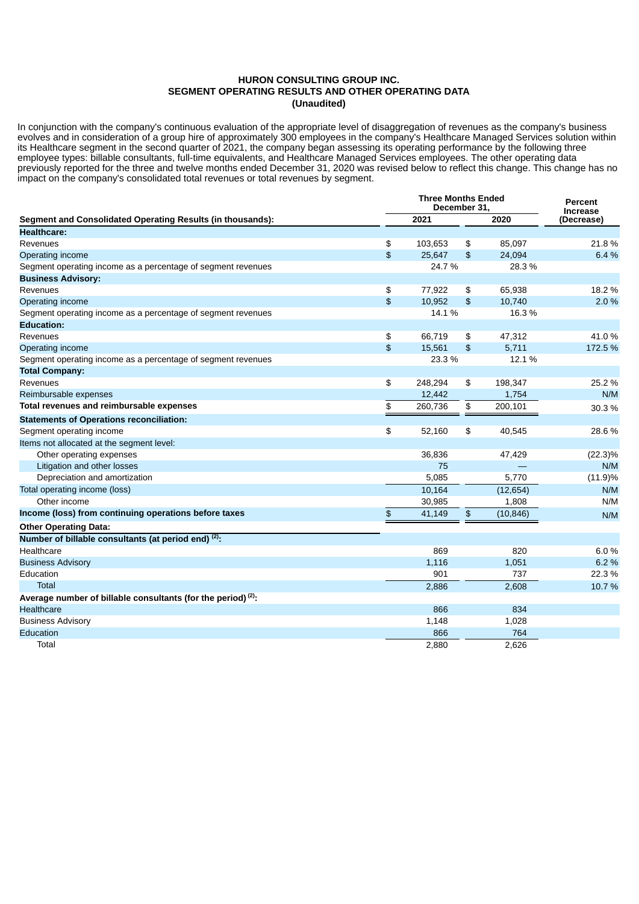**HURON CONSULTING GROUP INC.**
**SEGMENT OPERATING RESULTS AND OTHER OPERATING DATA**
**(Unaudited)**

In conjunction with the company's continuous evaluation of the appropriate level of disaggregation of revenues as the company's business evolves and in consideration of a group hire of approximately 300 employees in the company's Healthcare Managed Services solution within its Healthcare segment in the second quarter of 2021, the company began assessing its operating performance by the following three employee types: billable consultants, full-time equivalents, and Healthcare Managed Services employees. The other operating data previously reported for the three and twelve months ended December 31, 2020 was revised below to reflect this change. This change has no impact on the company's consolidated total revenues or total revenues by segment.

| Segment and Consolidated Operating Results (in thousands): | Three Months Ended December 31, 2021 | Three Months Ended December 31, 2020 | Percent Increase (Decrease) |
|---|---|---|---|
| **Healthcare:** | | | |
| Revenues | $ 103,653 | $ 85,097 | 21.8 % |
| Operating income | $ 25,647 | $ 24,094 | 6.4 % |
| Segment operating income as a percentage of segment revenues | 24.7 % | 28.3 % | |
| **Business Advisory:** | | | |
| Revenues | $ 77,922 | $ 65,938 | 18.2 % |
| Operating income | $ 10,952 | $ 10,740 | 2.0 % |
| Segment operating income as a percentage of segment revenues | 14.1 % | 16.3 % | |
| **Education:** | | | |
| Revenues | $ 66,719 | $ 47,312 | 41.0 % |
| Operating income | $ 15,561 | $ 5,711 | 172.5 % |
| Segment operating income as a percentage of segment revenues | 23.3 % | 12.1 % | |
| **Total Company:** | | | |
| Revenues | $ 248,294 | $ 198,347 | 25.2 % |
| Reimbursable expenses | 12,442 | 1,754 | N/M |
| **Total revenues and reimbursable expenses** | $ 260,736 | $ 200,101 | 30.3 % |
| **Statements of Operations reconciliation:** | | | |
| Segment operating income | $ 52,160 | $ 40,545 | 28.6 % |
| Items not allocated at the segment level: | | | |
| Other operating expenses | 36,836 | 47,429 | (22.3)% |
| Litigation and other losses | 75 | — | N/M |
| Depreciation and amortization | 5,085 | 5,770 | (11.9)% |
| Total operating income (loss) | 10,164 | (12,654) | N/M |
| Other income | 30,985 | 1,808 | N/M |
| **Income (loss) from continuing operations before taxes** | $ 41,149 | $ (10,846) | N/M |
| **Other Operating Data:** | | | |
| **Number of billable consultants (at period end) (2):** | | | |
| Healthcare | 869 | 820 | 6.0 % |
| Business Advisory | 1,116 | 1,051 | 6.2 % |
| Education | 901 | 737 | 22.3 % |
| Total | 2,886 | 2,608 | 10.7 % |
| **Average number of billable consultants (for the period) (2):** | | | |
| Healthcare | 866 | 834 | |
| Business Advisory | 1,148 | 1,028 | |
| Education | 866 | 764 | |
| Total | 2,880 | 2,626 | |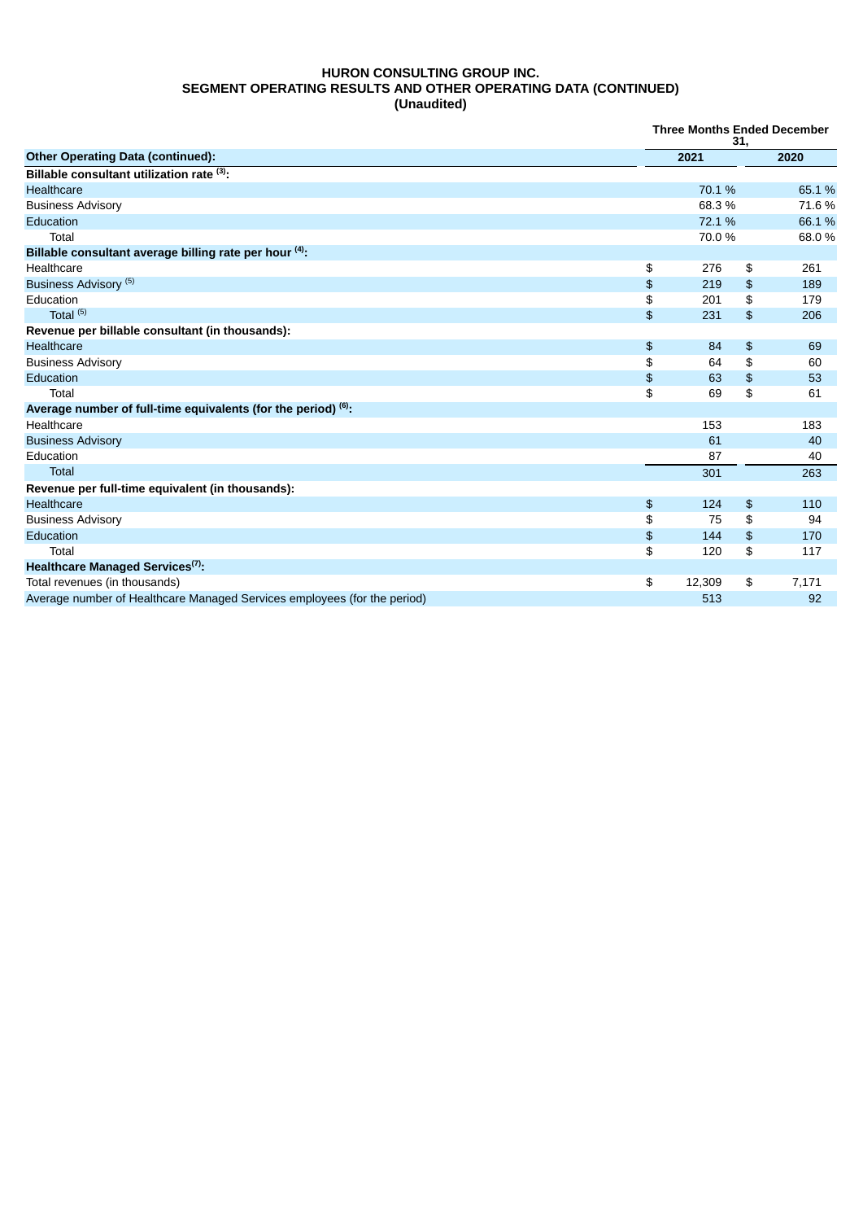**HURON CONSULTING GROUP INC.**
**SEGMENT OPERATING RESULTS AND OTHER OPERATING DATA (CONTINUED)**
**(Unaudited)**

| | Three Months Ended December 31, | |
|---|---|---|
| **Other Operating Data (continued):** | **2021** | **2020** |
| **Billable consultant utilization rate [(3)]:** | | |
| Healthcare | 70.1 % | 65.1 % |
| Business Advisory | 68.3 % | 71.6 % |
| Education | 72.1 % | 66.1 % |
| Total | 70.0 % | 68.0 % |
| **Billable consultant average billing rate per hour [(4)]:** | | |
| Healthcare | $ 276 | $ 261 |
| Business Advisory [(5)] | $ 219 | $ 189 |
| Education | $ 201 | $ 179 |
| Total [(5)] | $ 231 | $ 206 |
| **Revenue per billable consultant (in thousands):** | | |
| Healthcare | $ 84 | $ 69 |
| Business Advisory | $ 64 | $ 60 |
| Education | $ 63 | $ 53 |
| Total | $ 69 | $ 61 |
| **Average number of full-time equivalents (for the period) [(6)]:** | | |
| Healthcare | 153 | 183 |
| Business Advisory | 61 | 40 |
| Education | 87 | 40 |
| Total | 301 | 263 |
| **Revenue per full-time equivalent (in thousands):** | | |
| Healthcare | $ 124 | $ 110 |
| Business Advisory | $ 75 | $ 94 |
| Education | $ 144 | $ 170 |
| Total | $ 120 | $ 117 |
| **Healthcare Managed Services[(7)]:** | | |
| Total revenues (in thousands) | $ 12,309 | $ 7,171 |
| Average number of Healthcare Managed Services employees (for the period) | 513 | 92 |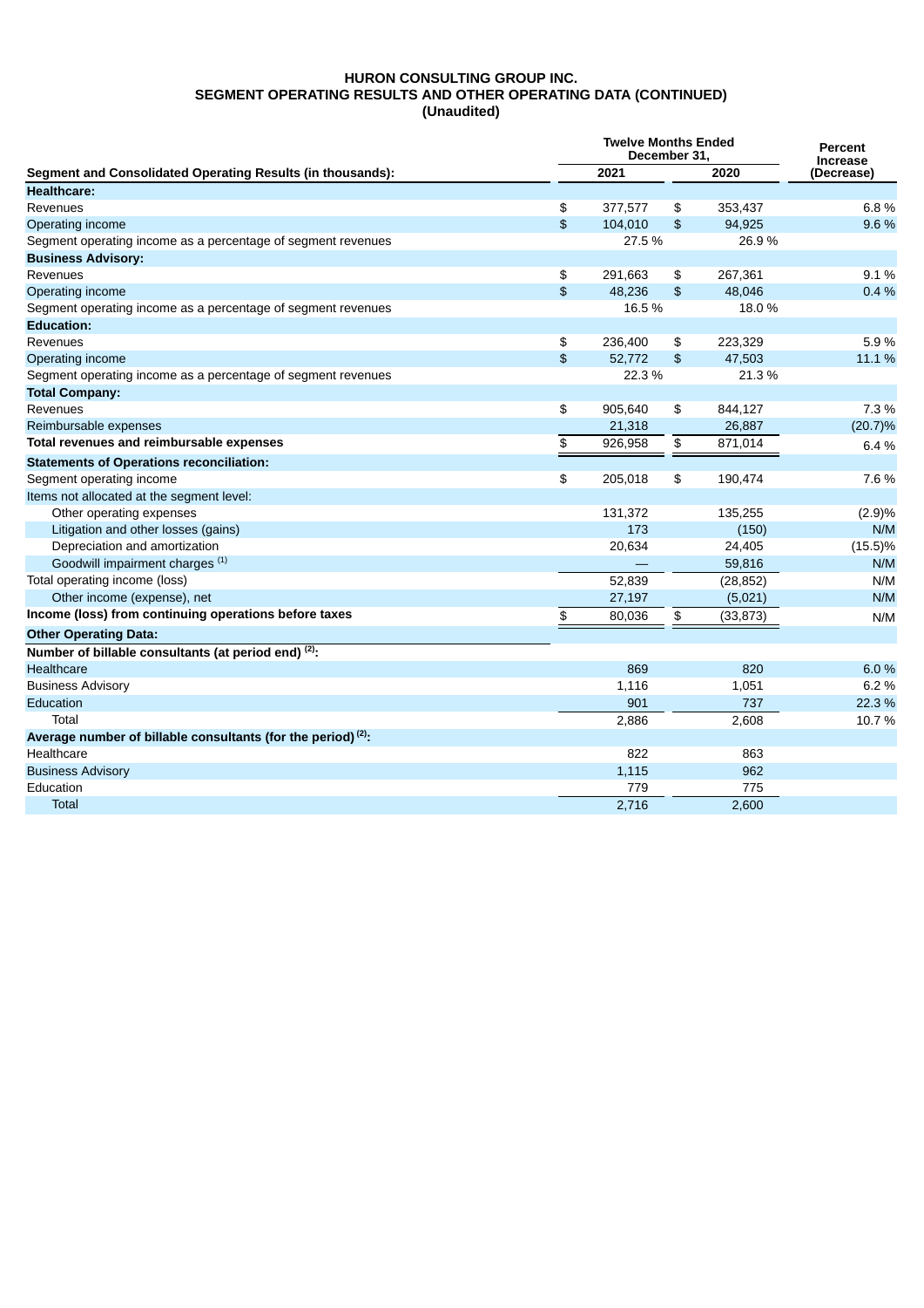# HURON CONSULTING GROUP INC.
## SEGMENT OPERATING RESULTS AND OTHER OPERATING DATA (CONTINUED)
### (Unaudited)

| Segment and Consolidated Operating Results (in thousands): | Twelve Months Ended December 31, 2021 | 2020 | Percent Increase (Decrease) |
|---|---|---|---|
| **Healthcare:** | | | |
| Revenues | $ 377,577 | $ 353,437 | 6.8 % |
| Operating income | $ 104,010 | $ 94,925 | 9.6 % |
| Segment operating income as a percentage of segment revenues | 27.5 % | 26.9 % | |
| **Business Advisory:** | | | |
| Revenues | $ 291,663 | $ 267,361 | 9.1 % |
| Operating income | $ 48,236 | $ 48,046 | 0.4 % |
| Segment operating income as a percentage of segment revenues | 16.5 % | 18.0 % | |
| **Education:** | | | |
| Revenues | $ 236,400 | $ 223,329 | 5.9 % |
| Operating income | $ 52,772 | $ 47,503 | 11.1 % |
| Segment operating income as a percentage of segment revenues | 22.3 % | 21.3 % | |
| **Total Company:** | | | |
| Revenues | $ 905,640 | $ 844,127 | 7.3 % |
| Reimbursable expenses | 21,318 | 26,887 | (20.7)% |
| **Total revenues and reimbursable expenses** | $ 926,958 | $ 871,014 | 6.4 % |
| **Statements of Operations reconciliation:** | | | |
| Segment operating income | $ 205,018 | $ 190,474 | 7.6 % |
| Items not allocated at the segment level: | | | |
| Other operating expenses | 131,372 | 135,255 | (2.9)% |
| Litigation and other losses (gains) | 173 | (150) | N/M |
| Depreciation and amortization | 20,634 | 24,405 | (15.5)% |
| Goodwill impairment charges [1] | — | 59,816 | N/M |
| Total operating income (loss) | 52,839 | (28,852) | N/M |
| Other income (expense), net | 27,197 | (5,021) | N/M |
| **Income (loss) from continuing operations before taxes** | $ 80,036 | $ (33,873) | N/M |
| **Other Operating Data:** | | | |
| **Number of billable consultants (at period end) [2]:** | | | |
| Healthcare | 869 | 820 | 6.0 % |
| Business Advisory | 1,116 | 1,051 | 6.2 % |
| Education | 901 | 737 | 22.3 % |
| Total | 2,886 | 2,608 | 10.7 % |
| **Average number of billable consultants (for the period) [2]:** | | | |
| Healthcare | 822 | 863 | |
| Business Advisory | 1,115 | 962 | |
| Education | 779 | 775 | |
| Total | 2,716 | 2,600 | |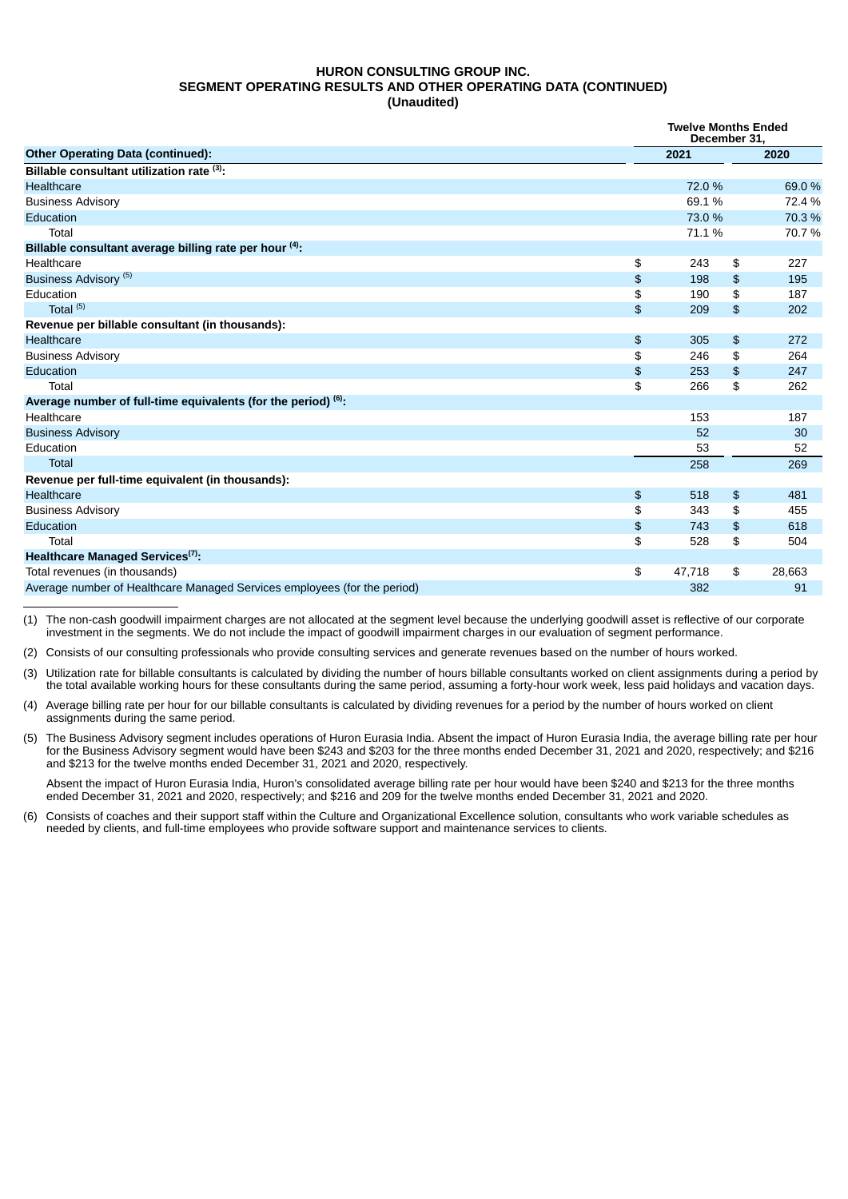**HURON CONSULTING GROUP INC.**
**SEGMENT OPERATING RESULTS AND OTHER OPERATING DATA (CONTINUED)**
**(Unaudited)**

| | Twelve Months Ended December 31, | |
|---|---|---|
| **Other Operating Data (continued):** | **2021** | **2020** |
| **Billable consultant utilization rate (3):** | | |
| Healthcare | 72.0 % | 69.0 % |
| Business Advisory | 69.1 % | 72.4 % |
| Education | 73.0 % | 70.3 % |
| Total | 71.1 % | 70.7 % |
| **Billable consultant average billing rate per hour (4):** | | |
| Healthcare | $ 243 | $ 227 |
| Business Advisory (5) | $ 198 | $ 195 |
| Education | $ 190 | $ 187 |
| Total (5) | $ 209 | $ 202 |
| **Revenue per billable consultant (in thousands):** | | |
| Healthcare | $ 305 | $ 272 |
| Business Advisory | $ 246 | $ 264 |
| Education | $ 253 | $ 247 |
| Total | $ 266 | $ 262 |
| **Average number of full-time equivalents (for the period) (6):** | | |
| Healthcare | 153 | 187 |
| Business Advisory | 52 | 30 |
| Education | 53 | 52 |
| Total | 258 | 269 |
| **Revenue per full-time equivalent (in thousands):** | | |
| Healthcare | $ 518 | $ 481 |
| Business Advisory | $ 343 | $ 455 |
| Education | $ 743 | $ 618 |
| Total | $ 528 | $ 504 |
| **Healthcare Managed Services(7):** | | |
| Total revenues (in thousands) | $ 47,718 | $ 28,663 |
| Average number of Healthcare Managed Services employees (for the period) | 382 | 91 |

(1) The non-cash goodwill impairment charges are not allocated at the segment level because the underlying goodwill asset is reflective of our corporate investment in the segments. We do not include the impact of goodwill impairment charges in our evaluation of segment performance.

(2) Consists of our consulting professionals who provide consulting services and generate revenues based on the number of hours worked.

(3) Utilization rate for billable consultants is calculated by dividing the number of hours billable consultants worked on client assignments during a period by the total available working hours for these consultants during the same period, assuming a forty-hour work week, less paid holidays and vacation days.

(4) Average billing rate per hour for our billable consultants is calculated by dividing revenues for a period by the number of hours worked on client assignments during the same period.

(5) The Business Advisory segment includes operations of Huron Eurasia India. Absent the impact of Huron Eurasia India, the average billing rate per hour for the Business Advisory segment would have been $243 and $203 for the three months ended December 31, 2021 and 2020, respectively; and $216 and $213 for the twelve months ended December 31, 2021 and 2020, respectively.

Absent the impact of Huron Eurasia India, Huron's consolidated average billing rate per hour would have been $240 and $213 for the three months ended December 31, 2021 and 2020, respectively; and $216 and 209 for the twelve months ended December 31, 2021 and 2020.

(6) Consists of coaches and their support staff within the Culture and Organizational Excellence solution, consultants who work variable schedules as needed by clients, and full-time employees who provide software support and maintenance services to clients.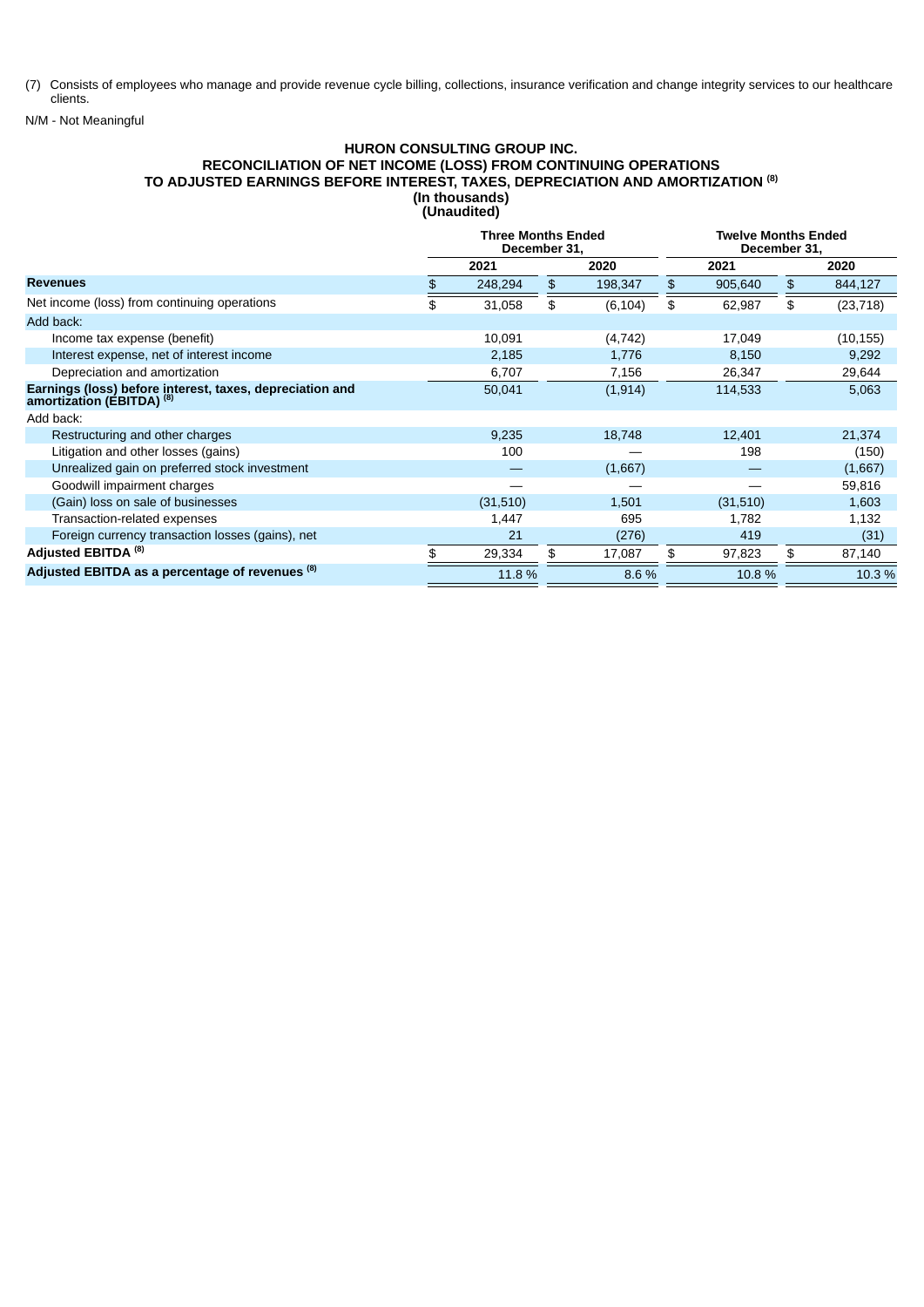(7) Consists of employees who manage and provide revenue cycle billing, collections, insurance verification and change integrity services to our healthcare clients.

N/M - Not Meaningful

**HURON CONSULTING GROUP INC.**
**RECONCILIATION OF NET INCOME (LOSS) FROM CONTINUING OPERATIONS**
**TO ADJUSTED EARNINGS BEFORE INTEREST, TAXES, DEPRECIATION AND AMORTIZATION (8)**
**(In thousands)**
**(Unaudited)**

| | Three Months Ended December 31, | | Twelve Months Ended December 31, | |
|---|---|---|---|---|
| | 2021 | 2020 | 2021 | 2020 |
| **Revenues** | $ 248,294 | $ 198,347 | $ 905,640 | $ 844,127 |
| Net income (loss) from continuing operations | $ 31,058 | $ (6,104) | $ 62,987 | $ (23,718) |
| Add back: | | | | |
| Income tax expense (benefit) | 10,091 | (4,742) | 17,049 | (10,155) |
| Interest expense, net of interest income | 2,185 | 1,776 | 8,150 | 9,292 |
| Depreciation and amortization | 6,707 | 7,156 | 26,347 | 29,644 |
| **Earnings (loss) before interest, taxes, depreciation and amortization (EBITDA) (8)** | 50,041 | (1,914) | 114,533 | 5,063 |
| Add back: | | | | |
| Restructuring and other charges | 9,235 | 18,748 | 12,401 | 21,374 |
| Litigation and other losses (gains) | 100 | — | 198 | (150) |
| Unrealized gain on preferred stock investment | — | (1,667) | — | (1,667) |
| Goodwill impairment charges | — | — | — | 59,816 |
| (Gain) loss on sale of businesses | (31,510) | 1,501 | (31,510) | 1,603 |
| Transaction-related expenses | 1,447 | 695 | 1,782 | 1,132 |
| Foreign currency transaction losses (gains), net | 21 | (276) | 419 | (31) |
| **Adjusted EBITDA (8)** | $ 29,334 | $ 17,087 | $ 97,823 | $ 87,140 |
| **Adjusted EBITDA as a percentage of revenues (8)** | 11.8 % | 8.6 % | 10.8 % | 10.3 % |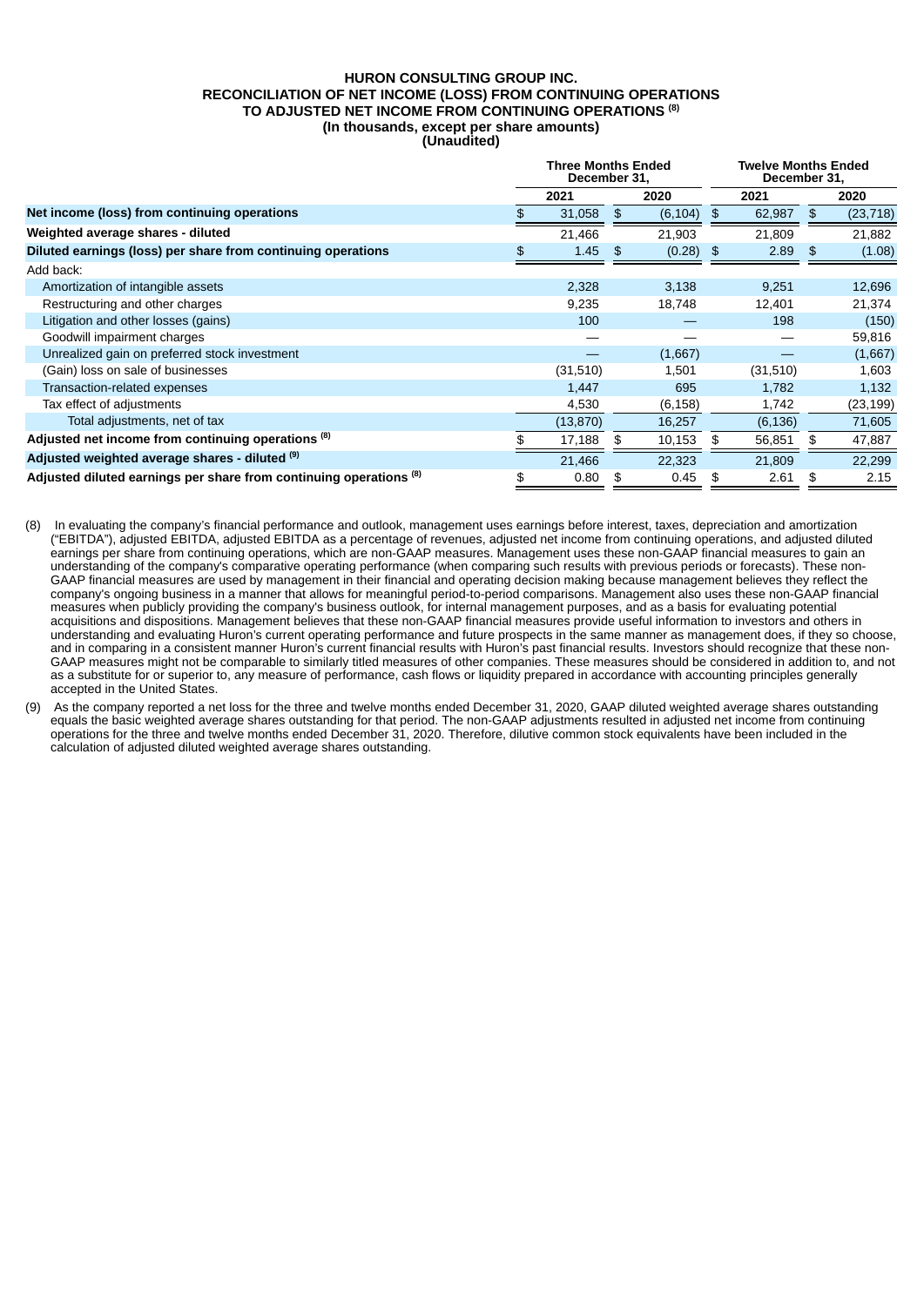# HURON CONSULTING GROUP INC.
## RECONCILIATION OF NET INCOME (LOSS) FROM CONTINUING OPERATIONS TO ADJUSTED NET INCOME FROM CONTINUING OPERATIONS [8]
### (In thousands, except per share amounts)
### (Unaudited)

| | Three Months Ended December 31, | | Twelve Months Ended December 31, | |
|---|---|---|---|---|
| | 2021 | 2020 | 2021 | 2020 |
| **Net income (loss) from continuing operations** | $ 31,058 | $ (6,104) | $ 62,987 | $ (23,718) |
| **Weighted average shares - diluted** | 21,466 | 21,903 | 21,809 | 21,882 |
| **Diluted earnings (loss) per share from continuing operations** | $ 1.45 | $ (0.28) | $ 2.89 | $ (1.08) |
| Add back: | | | | |
| Amortization of intangible assets | 2,328 | 3,138 | 9,251 | 12,696 |
| Restructuring and other charges | 9,235 | 18,748 | 12,401 | 21,374 |
| Litigation and other losses (gains) | 100 | — | 198 | (150) |
| Goodwill impairment charges | — | — | — | 59,816 |
| Unrealized gain on preferred stock investment | — | (1,667) | — | (1,667) |
| (Gain) loss on sale of businesses | (31,510) | 1,501 | (31,510) | 1,603 |
| Transaction-related expenses | 1,447 | 695 | 1,782 | 1,132 |
| Tax effect of adjustments | 4,530 | (6,158) | 1,742 | (23,199) |
| Total adjustments, net of tax | (13,870) | 16,257 | (6,136) | 71,605 |
| **Adjusted net income from continuing operations [8]** | $ 17,188 | $ 10,153 | $ 56,851 | $ 47,887 |
| **Adjusted weighted average shares - diluted [9]** | 21,466 | 22,323 | 21,809 | 22,299 |
| **Adjusted diluted earnings per share from continuing operations [8]** | $ 0.80 | $ 0.45 | $ 2.61 | $ 2.15 |

(8) In evaluating the company's financial performance and outlook, management uses earnings before interest, taxes, depreciation and amortization ("EBITDA"), adjusted EBITDA, adjusted EBITDA as a percentage of revenues, adjusted net income from continuing operations, and adjusted diluted earnings per share from continuing operations, which are non-GAAP measures. Management uses these non-GAAP financial measures to gain an understanding of the company's comparative operating performance (when comparing such results with previous periods or forecasts). These non-GAAP financial measures are used by management in their financial and operating decision making because management believes they reflect the company's ongoing business in a manner that allows for meaningful period-to-period comparisons. Management also uses these non-GAAP financial measures when publicly providing the company's business outlook, for internal management purposes, and as a basis for evaluating potential acquisitions and dispositions. Management believes that these non-GAAP financial measures provide useful information to investors and others in understanding and evaluating Huron's current operating performance and future prospects in the same manner as management does, if they so choose, and in comparing in a consistent manner Huron's current financial results with Huron's past financial results. Investors should recognize that these non-GAAP measures might not be comparable to similarly titled measures of other companies. These measures should be considered in addition to, and not as a substitute for or superior to, any measure of performance, cash flows or liquidity prepared in accordance with accounting principles generally accepted in the United States.

(9) As the company reported a net loss for the three and twelve months ended December 31, 2020, GAAP diluted weighted average shares outstanding equals the basic weighted average shares outstanding for that period. The non-GAAP adjustments resulted in adjusted net income from continuing operations for the three and twelve months ended December 31, 2020. Therefore, dilutive common stock equivalents have been included in the calculation of adjusted diluted weighted average shares outstanding.